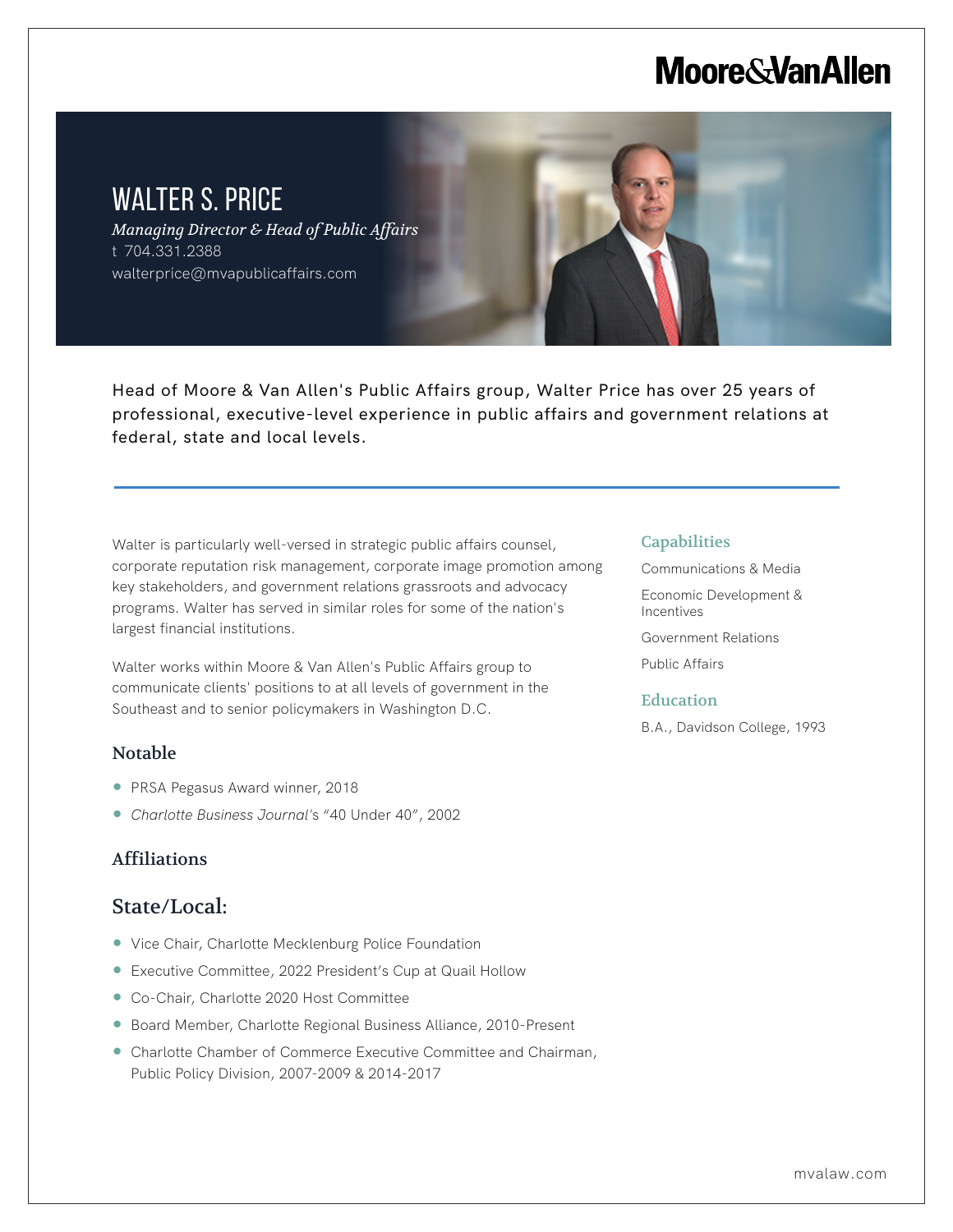# WALTER S. PRICE

*Managing Director & Head of Public Affairs*
t 704.331.2388
walterprice@mvapublicaffairs.com

Head of Moore & Van Allen's Public Affairs group, Walter Price has over 25 years of professional, executive-level experience in public affairs and government relations at federal, state and local levels.

Walter is particularly well-versed in strategic public affairs counsel, corporate reputation risk management, corporate image promotion among key stakeholders, and government relations grassroots and advocacy programs. Walter has served in similar roles for some of the nation's largest financial institutions.

Walter works within Moore & Van Allen's Public Affairs group to communicate clients' positions to at all levels of government in the Southeast and to senior policymakers in Washington D.C.

## Notable

- PRSA Pegasus Award winner, 2018
- *Charlotte Business Journal*'s "40 Under 40", 2002

## Affiliations

## State/Local:

- Vice Chair, Charlotte Mecklenburg Police Foundation
- Executive Committee, 2022 President's Cup at Quail Hollow
- Co-Chair, Charlotte 2020 Host Committee
- Board Member, Charlotte Regional Business Alliance, 2010-Present
- Charlotte Chamber of Commerce Executive Committee and Chairman, Public Policy Division, 2007-2009 & 2014-2017

## Capabilities

Communications & Media

Economic Development & Incentives

Government Relations

Public Affairs

## Education

B.A., Davidson College, 1993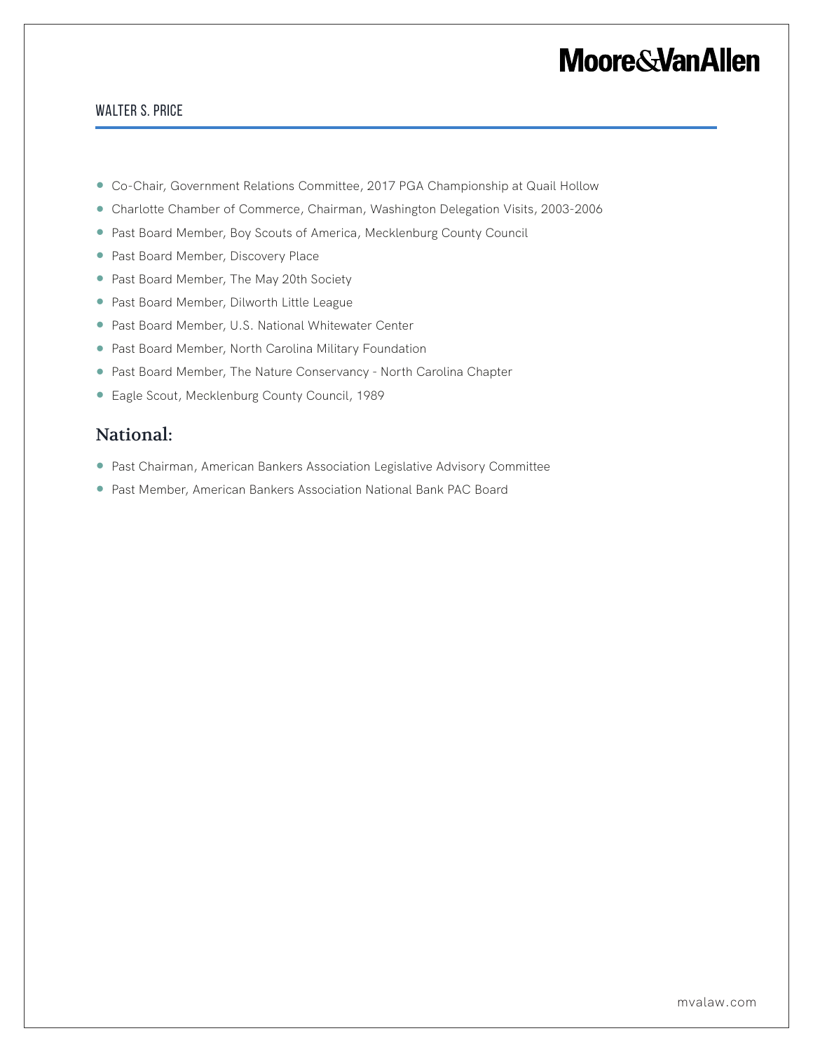- Co-Chair, Government Relations Committee, 2017 PGA Championship at Quail Hollow
- Charlotte Chamber of Commerce, Chairman, Washington Delegation Visits, 2003-2006
- Past Board Member, Boy Scouts of America, Mecklenburg County Council
- Past Board Member, Discovery Place
- Past Board Member, The May 20th Society
- Past Board Member, Dilworth Little League
- Past Board Member, U.S. National Whitewater Center
- Past Board Member, North Carolina Military Foundation
- Past Board Member, The Nature Conservancy - North Carolina Chapter
- Eagle Scout, Mecklenburg County Council, 1989

## National:

- Past Chairman, American Bankers Association Legislative Advisory Committee
- Past Member, American Bankers Association National Bank PAC Board